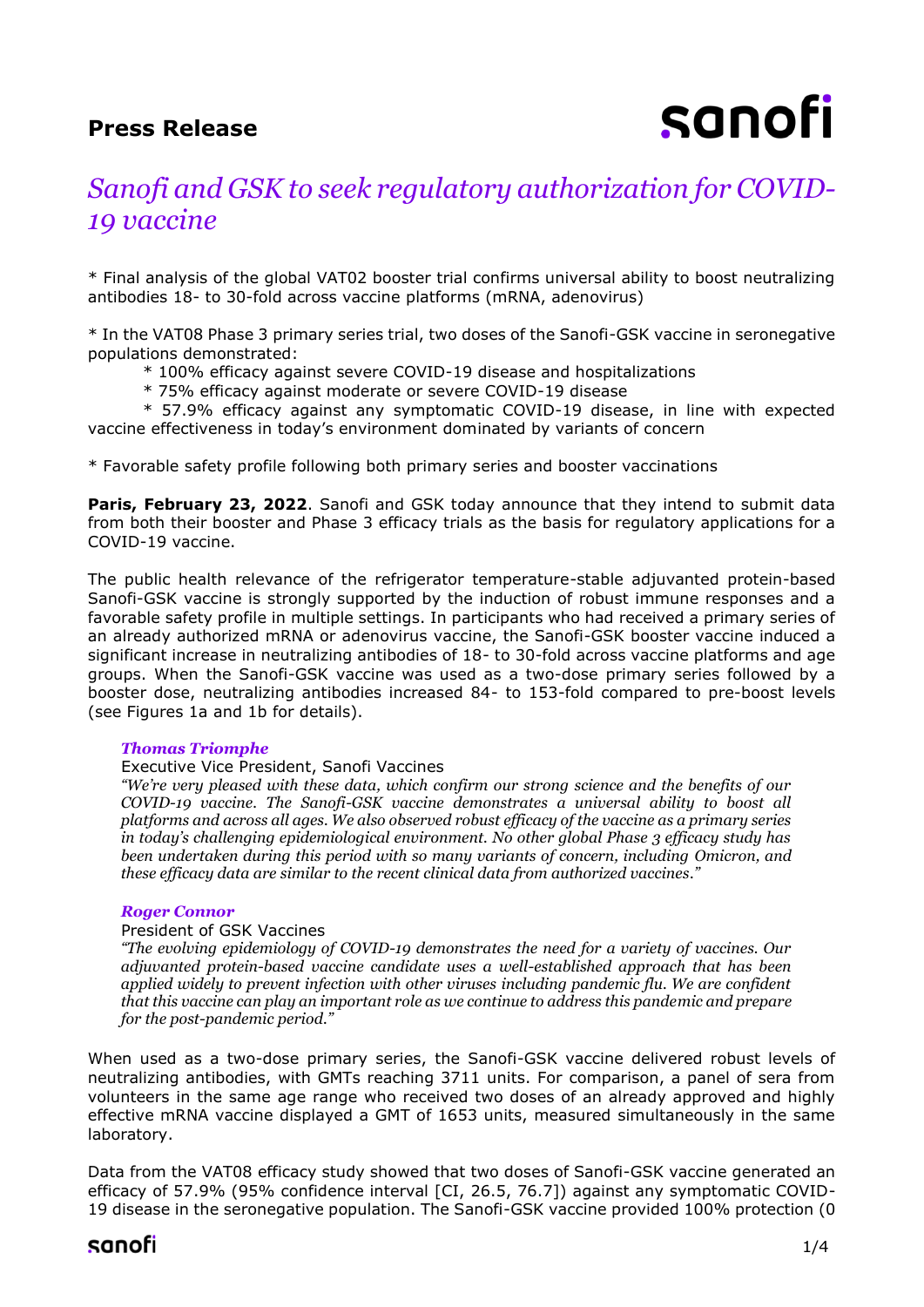**Press Release**

# *Sanofi and GSK to seek regulatory authorization for COVID-19 vaccine*

* Final analysis of the global VAT02 booster trial confirms universal ability to boost neutralizing antibodies 18- to 30-fold across vaccine platforms (mRNA, adenovirus)

* In the VAT08 Phase 3 primary series trial, two doses of the Sanofi-GSK vaccine in seronegative populations demonstrated:
    * 100% efficacy against severe COVID-19 disease and hospitalizations
    * 75% efficacy against moderate or severe COVID-19 disease
    * 57.9% efficacy against any symptomatic COVID-19 disease, in line with expected vaccine effectiveness in today's environment dominated by variants of concern

* Favorable safety profile following both primary series and booster vaccinations

**Paris, February 23, 2022**. Sanofi and GSK today announce that they intend to submit data from both their booster and Phase 3 efficacy trials as the basis for regulatory applications for a COVID-19 vaccine.

The public health relevance of the refrigerator temperature-stable adjuvanted protein-based Sanofi-GSK vaccine is strongly supported by the induction of robust immune responses and a favorable safety profile in multiple settings. In participants who had received a primary series of an already authorized mRNA or adenovirus vaccine, the Sanofi-GSK booster vaccine induced a significant increase in neutralizing antibodies of 18- to 30-fold across vaccine platforms and age groups. When the Sanofi-GSK vaccine was used as a two-dose primary series followed by a booster dose, neutralizing antibodies increased 84- to 153-fold compared to pre-boost levels (see Figures 1a and 1b for details).

> ***Thomas Triomphe***
> Executive Vice President, Sanofi Vaccines
> *"We're very pleased with these data, which confirm our strong science and the benefits of our COVID-19 vaccine. The Sanofi-GSK vaccine demonstrates a universal ability to boost all platforms and across all ages. We also observed robust efficacy of the vaccine as a primary series in today's challenging epidemiological environment. No other global Phase 3 efficacy study has been undertaken during this period with so many variants of concern, including Omicron, and these efficacy data are similar to the recent clinical data from authorized vaccines."*

> ***Roger Connor***
> President of GSK Vaccines
> *"The evolving epidemiology of COVID-19 demonstrates the need for a variety of vaccines. Our adjuvanted protein-based vaccine candidate uses a well-established approach that has been applied widely to prevent infection with other viruses including pandemic flu. We are confident that this vaccine can play an important role as we continue to address this pandemic and prepare for the post-pandemic period."*

When used as a two-dose primary series, the Sanofi-GSK vaccine delivered robust levels of neutralizing antibodies, with GMTs reaching 3711 units. For comparison, a panel of sera from volunteers in the same age range who received two doses of an already approved and highly effective mRNA vaccine displayed a GMT of 1653 units, measured simultaneously in the same laboratory.

Data from the VAT08 efficacy study showed that two doses of Sanofi-GSK vaccine generated an efficacy of 57.9% (95% confidence interval [CI, 26.5, 76.7]) against any symptomatic COVID-19 disease in the seronegative population. The Sanofi-GSK vaccine provided 100% protection (0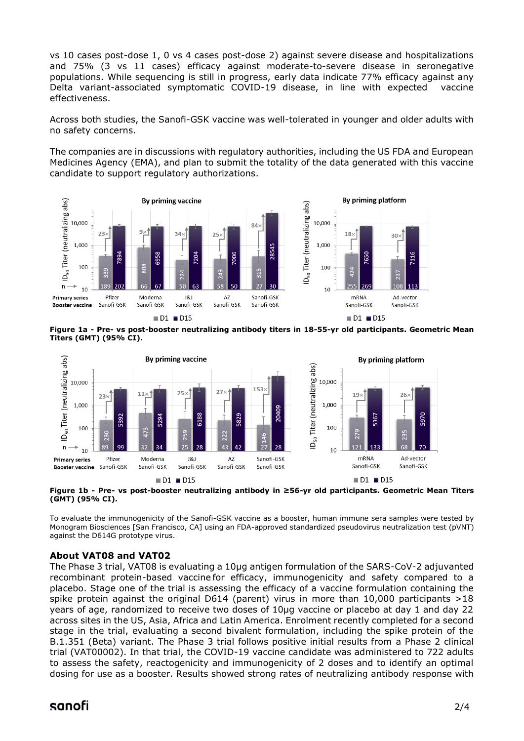vs 10 cases post-dose 1, 0 vs 4 cases post-dose 2) against severe disease and hospitalizations and 75% (3 vs 11 cases) efficacy against moderate-to-severe disease in seronegative populations. While sequencing is still in progress, early data indicate 77% efficacy against any Delta variant-associated symptomatic COVID-19 disease, in line with expected vaccine effectiveness.

Across both studies, the Sanofi-GSK vaccine was well-tolerated in younger and older adults with no safety concerns.

The companies are in discussions with regulatory authorities, including the US FDA and European Medicines Agency (EMA), and plan to submit the totality of the data generated with this vaccine candidate to support regulatory authorizations.

**Figure 1a - Pre- vs post-booster neutralizing antibody titers in 18-55-yr old participants. Geometric Mean Titers (GMT) (95% CI).**

**Figure 1b - Pre- vs post-booster neutralizing antibody in ≥56-yr old participants. Geometric Mean Titers (GMT) (95% CI).**

To evaluate the immunogenicity of the Sanofi-GSK vaccine as a booster, human immune sera samples were tested by Monogram Biosciences [San Francisco, CA] using an FDA-approved standardized pseudovirus neutralization test (pVNT) against the D614G prototype virus.

### About VAT08 and VAT02

The Phase 3 trial, VAT08 is evaluating a 10µg antigen formulation of the SARS-CoV-2 adjuvanted recombinant protein-based vaccine for efficacy, immunogenicity and safety compared to a placebo. Stage one of the trial is assessing the efficacy of a vaccine formulation containing the spike protein against the original D614 (parent) virus in more than 10,000 participants >18 years of age, randomized to receive two doses of 10µg vaccine or placebo at day 1 and day 22 across sites in the US, Asia, Africa and Latin America. Enrolment recently completed for a second stage in the trial, evaluating a second bivalent formulation, including the spike protein of the B.1.351 (Beta) variant. The Phase 3 trial follows positive initial results from a Phase 2 clinical trial (VAT00002). In that trial, the COVID-19 vaccine candidate was administered to 722 adults to assess the safety, reactogenicity and immunogenicity of 2 doses and to identify an optimal dosing for use as a booster. Results showed strong rates of neutralizing antibody response with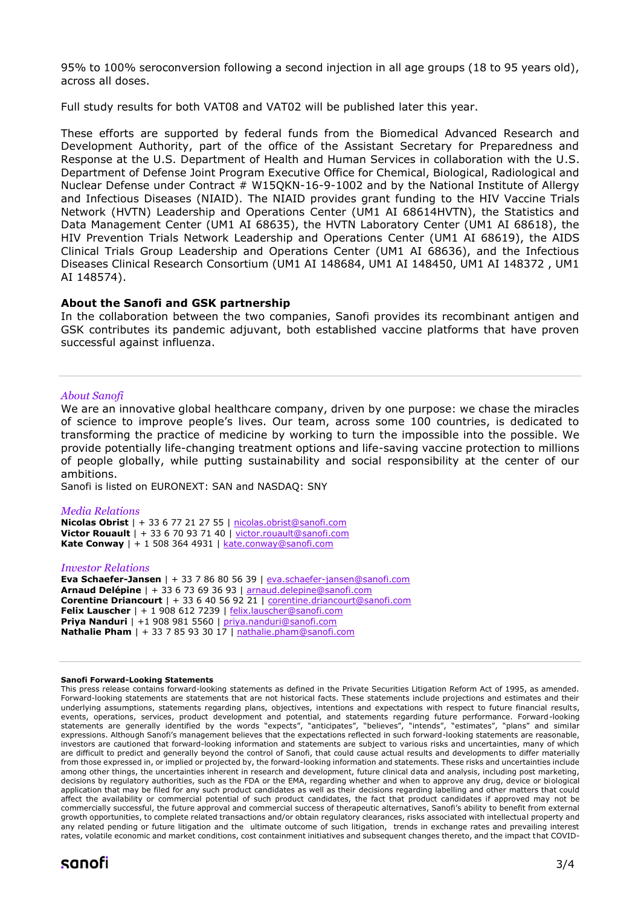95% to 100% seroconversion following a second injection in all age groups (18 to 95 years old), across all doses.

Full study results for both VAT08 and VAT02 will be published later this year.

These efforts are supported by federal funds from the Biomedical Advanced Research and Development Authority, part of the office of the Assistant Secretary for Preparedness and Response at the U.S. Department of Health and Human Services in collaboration with the U.S. Department of Defense Joint Program Executive Office for Chemical, Biological, Radiological and Nuclear Defense under Contract # W15QKN-16-9-1002 and by the National Institute of Allergy and Infectious Diseases (NIAID). The NIAID provides grant funding to the HIV Vaccine Trials Network (HVTN) Leadership and Operations Center (UM1 AI 68614HVTN), the Statistics and Data Management Center (UM1 AI 68635), the HVTN Laboratory Center (UM1 AI 68618), the HIV Prevention Trials Network Leadership and Operations Center (UM1 AI 68619), the AIDS Clinical Trials Group Leadership and Operations Center (UM1 AI 68636), and the Infectious Diseases Clinical Research Consortium (UM1 AI 148684, UM1 AI 148450, UM1 AI 148372 , UM1 AI 148574).

**About the Sanofi and GSK partnership**

In the collaboration between the two companies, Sanofi provides its recombinant antigen and GSK contributes its pandemic adjuvant, both established vaccine platforms that have proven successful against influenza.

---

*About Sanofi*

We are an innovative global healthcare company, driven by one purpose: we chase the miracles of science to improve people's lives. Our team, across some 100 countries, is dedicated to transforming the practice of medicine by working to turn the impossible into the possible. We provide potentially life-changing treatment options and life-saving vaccine protection to millions of people globally, while putting sustainability and social responsibility at the center of our ambitions.

Sanofi is listed on EURONEXT: SAN and NASDAQ: SNY

*Media Relations*

**Nicolas Obrist** | + 33 6 77 21 27 55 | nicolas.obrist@sanofi.com
**Victor Rouault** | + 33 6 70 93 71 40 | victor.rouault@sanofi.com
**Kate Conway** | + 1 508 364 4931 | kate.conway@sanofi.com

*Investor Relations*

**Eva Schaefer-Jansen** | + 33 7 86 80 56 39 | eva.schaefer-jansen@sanofi.com
**Arnaud Delépine** | + 33 6 73 69 36 93 | arnaud.delepine@sanofi.com
**Corentine Driancourt** | + 33 6 40 56 92 21 | corentine.driancourt@sanofi.com
**Felix Lauscher** | + 1 908 612 7239 | felix.lauscher@sanofi.com
**Priya Nanduri** | +1 908 981 5560 | priya.nanduri@sanofi.com
**Nathalie Pham** | + 33 7 85 93 30 17 | nathalie.pham@sanofi.com

---

**Sanofi Forward-Looking Statements**

This press release contains forward-looking statements as defined in the Private Securities Litigation Reform Act of 1995, as amended. Forward-looking statements are statements that are not historical facts. These statements include projections and estimates and their underlying assumptions, statements regarding plans, objectives, intentions and expectations with respect to future financial results, events, operations, services, product development and potential, and statements regarding future performance. Forward-looking statements are generally identified by the words "expects", "anticipates", "believes", "intends", "estimates", "plans" and similar expressions. Although Sanofi's management believes that the expectations reflected in such forward-looking statements are reasonable, investors are cautioned that forward-looking information and statements are subject to various risks and uncertainties, many of which are difficult to predict and generally beyond the control of Sanofi, that could cause actual results and developments to differ materially from those expressed in, or implied or projected by, the forward-looking information and statements. These risks and uncertainties include among other things, the uncertainties inherent in research and development, future clinical data and analysis, including post marketing, decisions by regulatory authorities, such as the FDA or the EMA, regarding whether and when to approve any drug, device or biological application that may be filed for any such product candidates as well as their decisions regarding labelling and other matters that could affect the availability or commercial potential of such product candidates, the fact that product candidates if approved may not be commercially successful, the future approval and commercial success of therapeutic alternatives, Sanofi's ability to benefit from external growth opportunities, to complete related transactions and/or obtain regulatory clearances, risks associated with intellectual property and any related pending or future litigation and the ultimate outcome of such litigation, trends in exchange rates and prevailing interest rates, volatile economic and market conditions, cost containment initiatives and subsequent changes thereto, and the impact that COVID-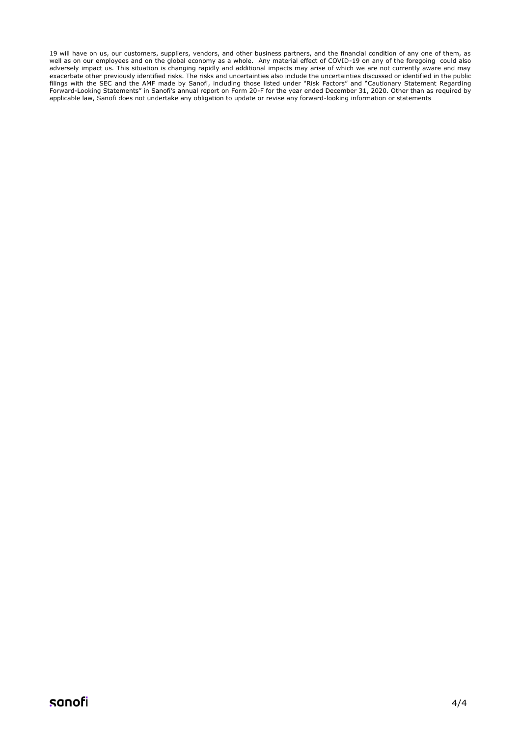19 will have on us, our customers, suppliers, vendors, and other business partners, and the financial condition of any one of them, as well as on our employees and on the global economy as a whole. Any material effect of COVID-19 on any of the foregoing could also adversely impact us. This situation is changing rapidly and additional impacts may arise of which we are not currently aware and may exacerbate other previously identified risks. The risks and uncertainties also include the uncertainties discussed or identified in the public filings with the SEC and the AMF made by Sanofi, including those listed under "Risk Factors" and "Cautionary Statement Regarding Forward-Looking Statements" in Sanofi's annual report on Form 20-F for the year ended December 31, 2020. Other than as required by applicable law, Sanofi does not undertake any obligation to update or revise any forward-looking information or statements